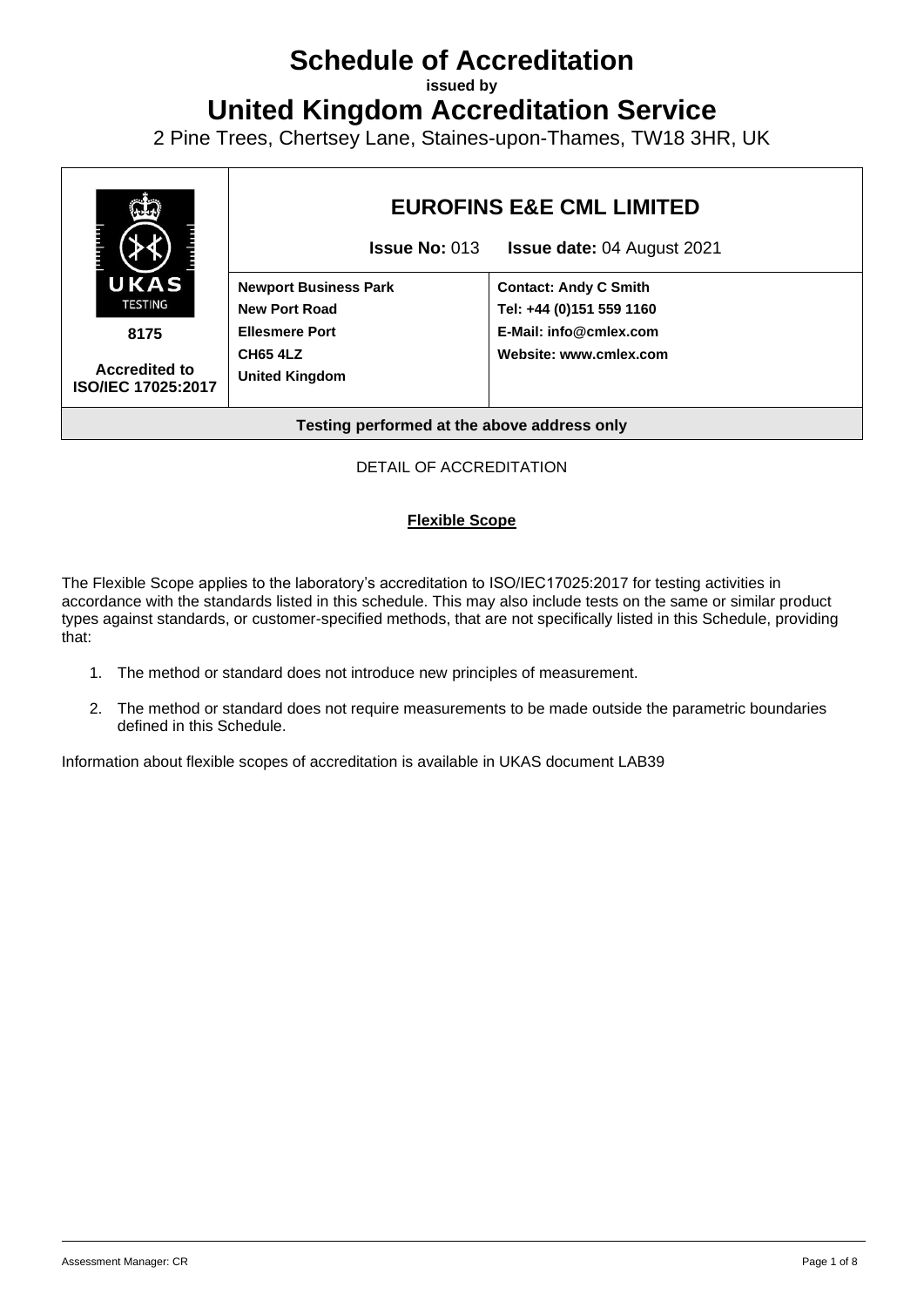# Schedule of Accreditation

**issued by**

# United Kingdom Accreditation Service

2 Pine Trees, Chertsey Lane, Staines-upon-Thames, TW18 3HR, UK

| UKAS TESTING 8175 Accredited to ISO/IEC 17025:2017 | **EUROFINS E&E CML LIMITED** | |
|---|---|---|
| | **Issue No:** 013 | **Issue date:** 04 August 2021 |
| | **Newport Business Park**<br>**New Port Road**<br>**Ellesmere Port**<br>**CH65 4LZ**<br>**United Kingdom** | **Contact: Andy C Smith**<br>**Tel: +44 (0)151 559 1160**<br>**E-Mail: info@cmlex.com**<br>**Website: www.cmlex.com** |
| **Testing performed at the above address only** | | |

DETAIL OF ACCREDITATION

**Flexible Scope**

The Flexible Scope applies to the laboratory's accreditation to ISO/IEC17025:2017 for testing activities in accordance with the standards listed in this schedule. This may also include tests on the same or similar product types against standards, or customer-specified methods, that are not specifically listed in this Schedule, providing that:

1. The method or standard does not introduce new principles of measurement.
2. The method or standard does not require measurements to be made outside the parametric boundaries defined in this Schedule.

Information about flexible scopes of accreditation is available in UKAS document LAB39

Assessment Manager: CR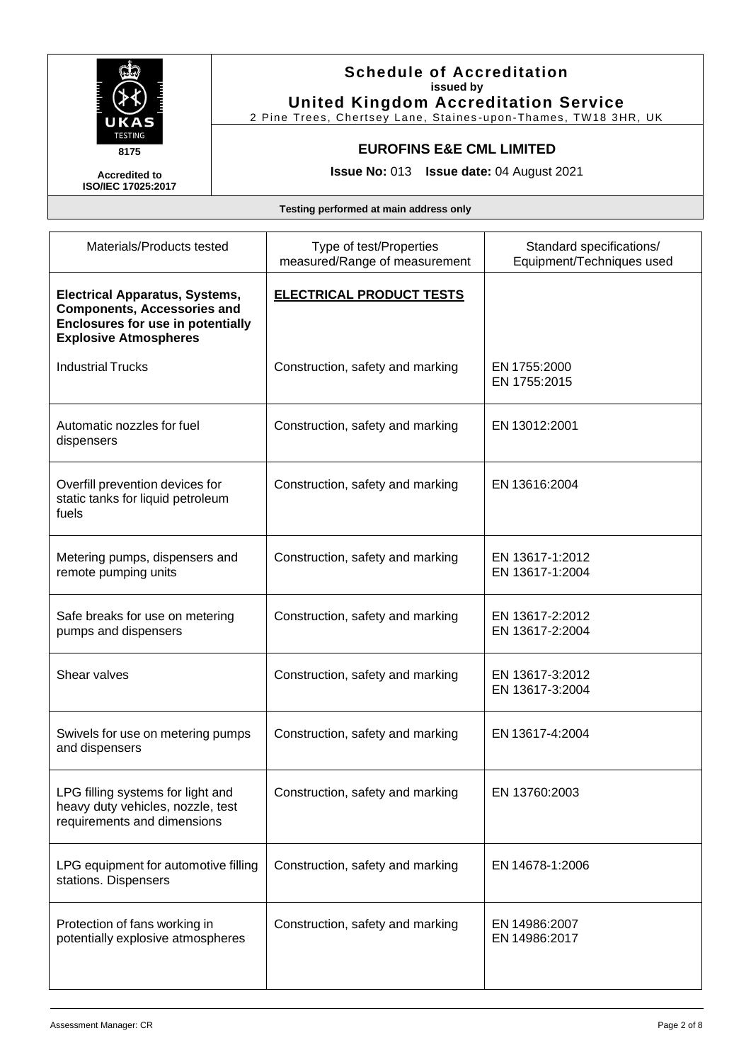# Schedule of Accreditation

issued by

**United Kingdom Accreditation Service**

2 Pine Trees, Chertsey Lane, Staines-upon-Thames, TW18 3HR, UK

8175

Accredited to ISO/IEC 17025:2017

## EUROFINS E&E CML LIMITED

**Issue No:** 013 **Issue date:** 04 August 2021

**Testing performed at main address only**

| Materials/Products tested | Type of test/Properties measured/Range of measurement | Standard specifications/ Equipment/Techniques used |
|---|---|---|
| **Electrical Apparatus, Systems, Components, Accessories and Enclosures for use in potentially Explosive Atmospheres** | **ELECTRICAL PRODUCT TESTS** | |
| Industrial Trucks | Construction, safety and marking | EN 1755:2000<br>EN 1755:2015 |
| Automatic nozzles for fuel dispensers | Construction, safety and marking | EN 13012:2001 |
| Overfill prevention devices for static tanks for liquid petroleum fuels | Construction, safety and marking | EN 13616:2004 |
| Metering pumps, dispensers and remote pumping units | Construction, safety and marking | EN 13617-1:2012<br>EN 13617-1:2004 |
| Safe breaks for use on metering pumps and dispensers | Construction, safety and marking | EN 13617-2:2012<br>EN 13617-2:2004 |
| Shear valves | Construction, safety and marking | EN 13617-3:2012<br>EN 13617-3:2004 |
| Swivels for use on metering pumps and dispensers | Construction, safety and marking | EN 13617-4:2004 |
| LPG filling systems for light and heavy duty vehicles, nozzle, test requirements and dimensions | Construction, safety and marking | EN 13760:2003 |
| LPG equipment for automotive filling stations. Dispensers | Construction, safety and marking | EN 14678-1:2006 |
| Protection of fans working in potentially explosive atmospheres | Construction, safety and marking | EN 14986:2007<br>EN 14986:2017 |

Assessment Manager: CR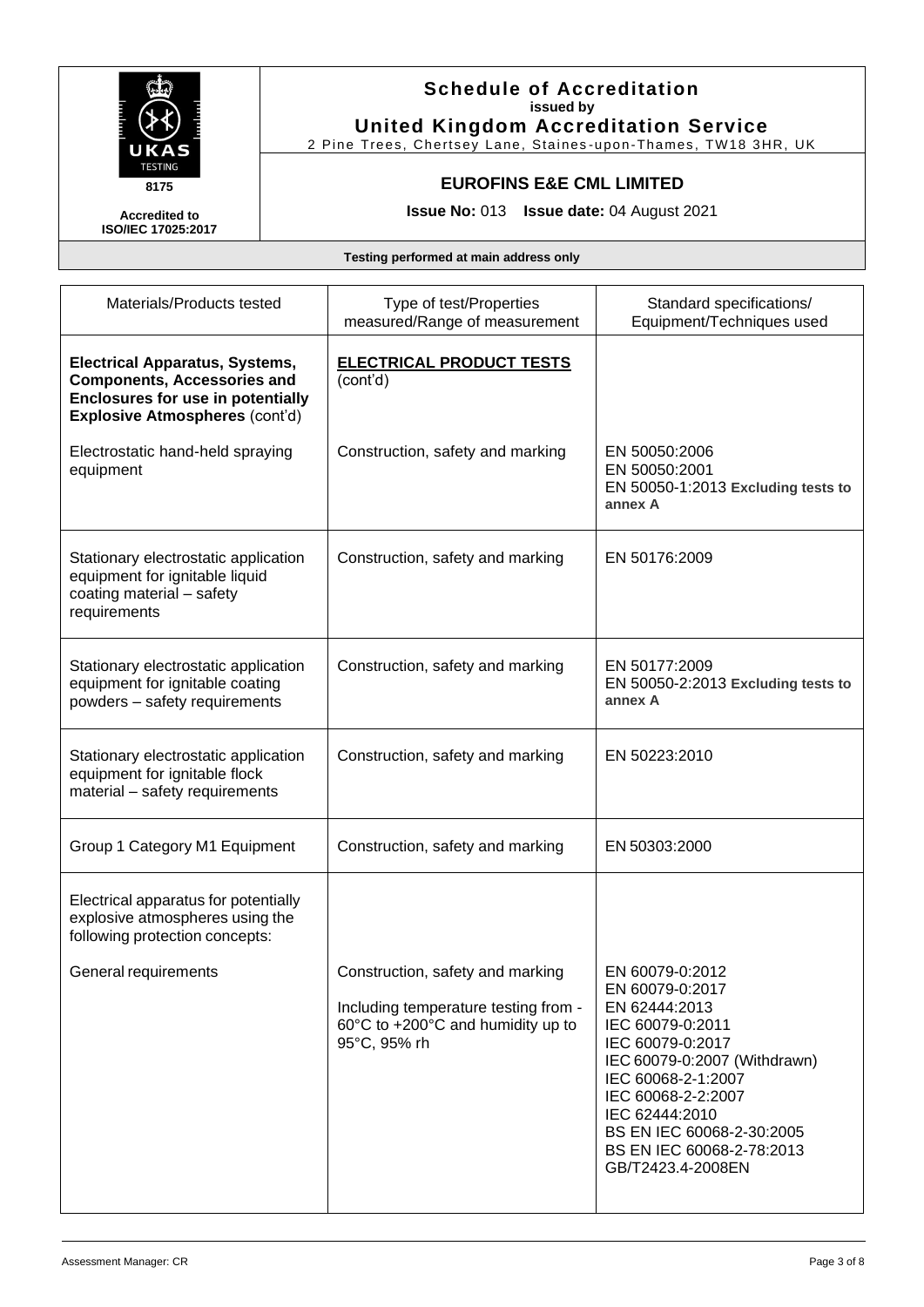**Schedule of Accreditation**
**issued by**
**United Kingdom Accreditation Service**
2 Pine Trees, Chertsey Lane, Staines-upon-Thames, TW18 3HR, UK

UKAS TESTING 8175

**Accredited to ISO/IEC 17025:2017**

**EUROFINS E&E CML LIMITED**

**Issue No:** 013 **Issue date:** 04 August 2021

**Testing performed at main address only**

| Materials/Products tested | Type of test/Properties measured/Range of measurement | Standard specifications/ Equipment/Techniques used |
|---|---|---|
| **Electrical Apparatus, Systems, Components, Accessories and Enclosures for use in potentially Explosive Atmospheres** (cont'd) | **ELECTRICAL PRODUCT TESTS** (cont'd) | |
| Electrostatic hand-held spraying equipment | Construction, safety and marking | EN 50050:2006<br>EN 50050:2001<br>EN 50050-1:2013 **Excluding tests to annex A** |
| Stationary electrostatic application equipment for ignitable liquid coating material – safety requirements | Construction, safety and marking | EN 50176:2009 |
| Stationary electrostatic application equipment for ignitable coating powders – safety requirements | Construction, safety and marking | EN 50177:2009<br>EN 50050-2:2013 **Excluding tests to annex A** |
| Stationary electrostatic application equipment for ignitable flock material – safety requirements | Construction, safety and marking | EN 50223:2010 |
| Group 1 Category M1 Equipment | Construction, safety and marking | EN 50303:2000 |
| Electrical apparatus for potentially explosive atmospheres using the following protection concepts: | | |
| General requirements | Construction, safety and marking<br><br>Including temperature testing from -60°C to +200°C and humidity up to 95°C, 95% rh | EN 60079-0:2012<br>EN 60079-0:2017<br>EN 62444:2013<br>IEC 60079-0:2011<br>IEC 60079-0:2017<br>IEC 60079-0:2007 (Withdrawn)<br>IEC 60068-2-1:2007<br>IEC 60068-2-2:2007<br>IEC 62444:2010<br>BS EN IEC 60068-2-30:2005<br>BS EN IEC 60068-2-78:2013<br>GB/T2423.4-2008EN |

Assessment Manager: CR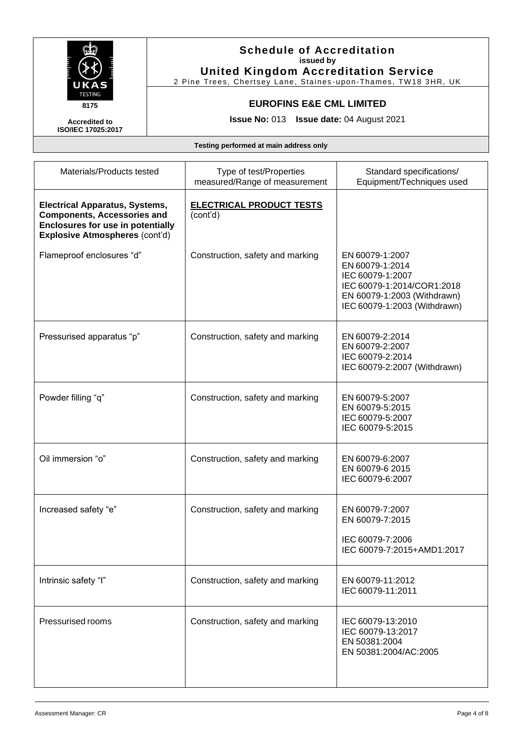**Schedule of Accreditation**
issued by
**United Kingdom Accreditation Service**
2 Pine Trees, Chertsey Lane, Staines-upon-Thames, TW18 3HR, UK

8175

Accredited to ISO/IEC 17025:2017

**EUROFINS E&E CML LIMITED**

**Issue No:** 013 **Issue date:** 04 August 2021

**Testing performed at main address only**

| Materials/Products tested | Type of test/Properties measured/Range of measurement | Standard specifications/ Equipment/Techniques used |
|---|---|---|
| **Electrical Apparatus, Systems, Components, Accessories and Enclosures for use in potentially Explosive Atmospheres** (cont'd) | **ELECTRICAL PRODUCT TESTS** (cont'd) | |
| Flameproof enclosures "d" | Construction, safety and marking | EN 60079-1:2007<br>EN 60079-1:2014<br>IEC 60079-1:2007<br>IEC 60079-1:2014/COR1:2018<br>EN 60079-1:2003 (Withdrawn)<br>IEC 60079-1:2003 (Withdrawn) |
| Pressurised apparatus "p" | Construction, safety and marking | EN 60079-2:2014<br>EN 60079-2:2007<br>IEC 60079-2:2014<br>IEC 60079-2:2007 (Withdrawn) |
| Powder filling "q" | Construction, safety and marking | EN 60079-5:2007<br>EN 60079-5:2015<br>IEC 60079-5:2007<br>IEC 60079-5:2015 |
| Oil immersion "o" | Construction, safety and marking | EN 60079-6:2007<br>EN 60079-6 2015<br>IEC 60079-6:2007 |
| Increased safety "e" | Construction, safety and marking | EN 60079-7:2007<br>EN 60079-7:2015<br><br>IEC 60079-7:2006<br>IEC 60079-7:2015+AMD1:2017 |
| Intrinsic safety "I" | Construction, safety and marking | EN 60079-11:2012<br>IEC 60079-11:2011 |
| Pressurised rooms | Construction, safety and marking | IEC 60079-13:2010<br>IEC 60079-13:2017<br>EN 50381:2004<br>EN 50381:2004/AC:2005 |

Assessment Manager: CR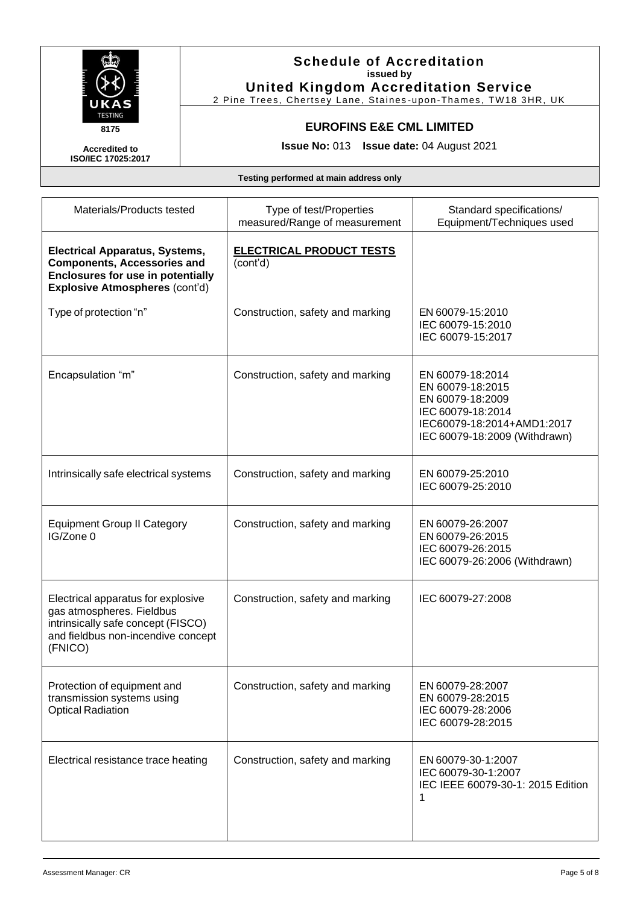**Schedule of Accreditation**
issued by
**United Kingdom Accreditation Service**
2 Pine Trees, Chertsey Lane, Staines-upon-Thames, TW18 3HR, UK

8175

Accredited to ISO/IEC 17025:2017

**EUROFINS E&E CML LIMITED**

**Issue No:** 013 **Issue date:** 04 August 2021

**Testing performed at main address only**

| Materials/Products tested | Type of test/Properties measured/Range of measurement | Standard specifications/ Equipment/Techniques used |
|---|---|---|
| **Electrical Apparatus, Systems, Components, Accessories and Enclosures for use in potentially Explosive Atmospheres** (cont'd) | **ELECTRICAL PRODUCT TESTS** (cont'd) | |
| Type of protection "n" | Construction, safety and marking | EN 60079-15:2010<br>IEC 60079-15:2010<br>IEC 60079-15:2017 |
| Encapsulation "m" | Construction, safety and marking | EN 60079-18:2014<br>EN 60079-18:2015<br>EN 60079-18:2009<br>IEC 60079-18:2014<br>IEC60079-18:2014+AMD1:2017<br>IEC 60079-18:2009 (Withdrawn) |
| Intrinsically safe electrical systems | Construction, safety and marking | EN 60079-25:2010<br>IEC 60079-25:2010 |
| Equipment Group II Category IG/Zone 0 | Construction, safety and marking | EN 60079-26:2007<br>EN 60079-26:2015<br>IEC 60079-26:2015<br>IEC 60079-26:2006 (Withdrawn) |
| Electrical apparatus for explosive gas atmospheres. Fieldbus intrinsically safe concept (FISCO) and fieldbus non-incendive concept (FNICO) | Construction, safety and marking | IEC 60079-27:2008 |
| Protection of equipment and transmission systems using Optical Radiation | Construction, safety and marking | EN 60079-28:2007<br>EN 60079-28:2015<br>IEC 60079-28:2006<br>IEC 60079-28:2015 |
| Electrical resistance trace heating | Construction, safety and marking | EN 60079-30-1:2007<br>IEC 60079-30-1:2007<br>IEC IEEE 60079-30-1: 2015 Edition 1 |

Assessment Manager: CR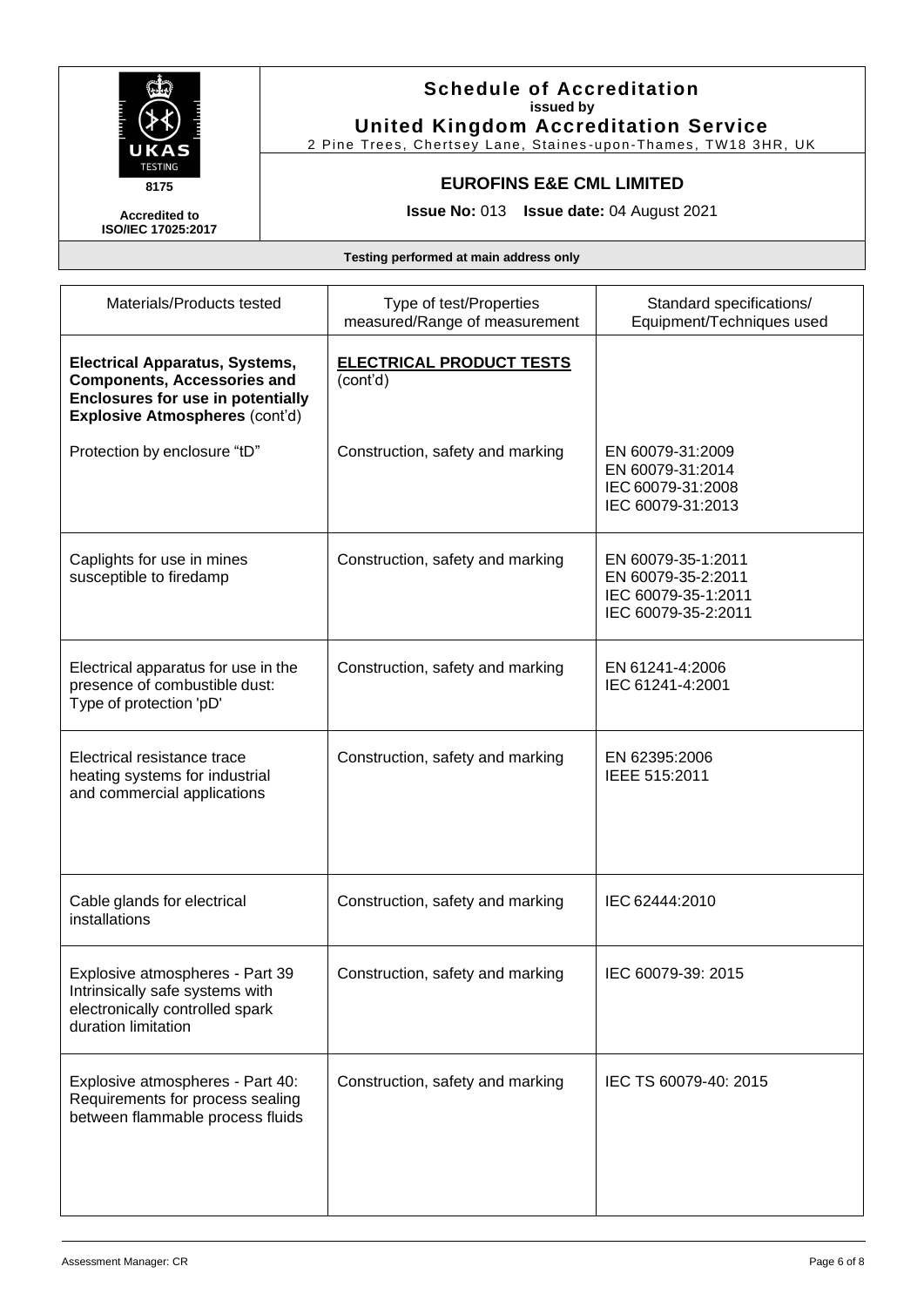# Schedule of Accreditation
**issued by**
**United Kingdom Accreditation Service**
2 Pine Trees, Chertsey Lane, Staines-upon-Thames, TW18 3HR, UK

**8175**

**Accredited to ISO/IEC 17025:2017**

## EUROFINS E&E CML LIMITED

**Issue No:** 013 **Issue date:** 04 August 2021

**Testing performed at main address only**

| Materials/Products tested | Type of test/Properties measured/Range of measurement | Standard specifications/ Equipment/Techniques used |
|---|---|---|
| **Electrical Apparatus, Systems, Components, Accessories and Enclosures for use in potentially Explosive Atmospheres** (cont'd) | **ELECTRICAL PRODUCT TESTS** (cont'd) | |
| Protection by enclosure "tD" | Construction, safety and marking | EN 60079-31:2009<br>EN 60079-31:2014<br>IEC 60079-31:2008<br>IEC 60079-31:2013 |
| Caplights for use in mines susceptible to firedamp | Construction, safety and marking | EN 60079-35-1:2011<br>EN 60079-35-2:2011<br>IEC 60079-35-1:2011<br>IEC 60079-35-2:2011 |
| Electrical apparatus for use in the presence of combustible dust: Type of protection 'pD' | Construction, safety and marking | EN 61241-4:2006<br>IEC 61241-4:2001 |
| Electrical resistance trace heating systems for industrial and commercial applications | Construction, safety and marking | EN 62395:2006<br>IEEE 515:2011 |
| Cable glands for electrical installations | Construction, safety and marking | IEC 62444:2010 |
| Explosive atmospheres - Part 39 Intrinsically safe systems with electronically controlled spark duration limitation | Construction, safety and marking | IEC 60079-39: 2015 |
| Explosive atmospheres - Part 40: Requirements for process sealing between flammable process fluids | Construction, safety and marking | IEC TS 60079-40: 2015 |

Assessment Manager: CR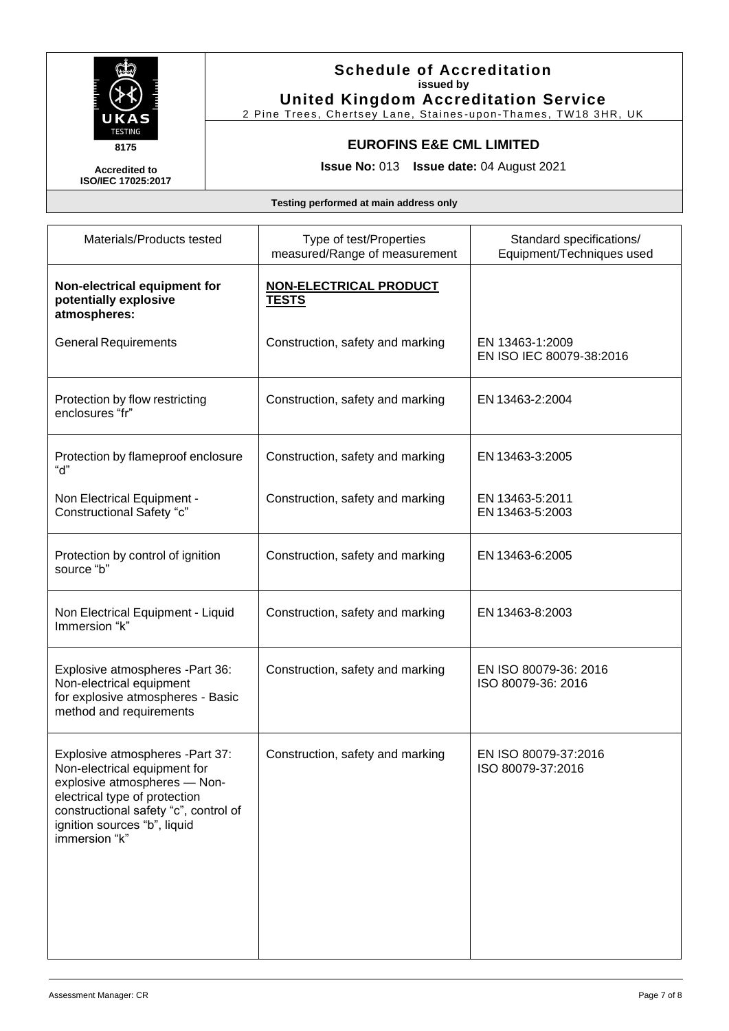# Schedule of Accreditation

**issued by**

**United Kingdom Accreditation Service**

2 Pine Trees, Chertsey Lane, Staines-upon-Thames, TW18 3HR, UK

UKAS TESTING 8175

**Accredited to ISO/IEC 17025:2017**

## EUROFINS E&E CML LIMITED

**Issue No:** 013 **Issue date:** 04 August 2021

**Testing performed at main address only**

| Materials/Products tested | Type of test/Properties measured/Range of measurement | Standard specifications/ Equipment/Techniques used |
|---|---|---|
| **Non-electrical equipment for potentially explosive atmospheres:** | **NON-ELECTRICAL PRODUCT TESTS** | |
| General Requirements | Construction, safety and marking | EN 13463-1:2009<br>EN ISO IEC 80079-38:2016 |
| Protection by flow restricting enclosures "fr" | Construction, safety and marking | EN 13463-2:2004 |
| Protection by flameproof enclosure "d" | Construction, safety and marking | EN 13463-3:2005 |
| Non Electrical Equipment - Constructional Safety "c" | Construction, safety and marking | EN 13463-5:2011<br>EN 13463-5:2003 |
| Protection by control of ignition source "b" | Construction, safety and marking | EN 13463-6:2005 |
| Non Electrical Equipment - Liquid Immersion "k" | Construction, safety and marking | EN 13463-8:2003 |
| Explosive atmospheres -Part 36: Non-electrical equipment for explosive atmospheres - Basic method and requirements | Construction, safety and marking | EN ISO 80079-36: 2016<br>ISO 80079-36: 2016 |
| Explosive atmospheres -Part 37: Non-electrical equipment for explosive atmospheres — Non-electrical type of protection constructional safety "c", control of ignition sources "b", liquid immersion "k" | Construction, safety and marking | EN ISO 80079-37:2016<br>ISO 80079-37:2016 |

Assessment Manager: CR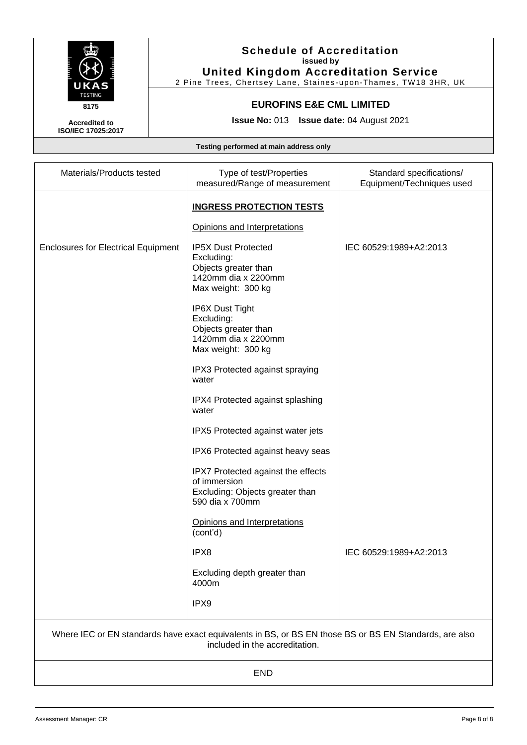**Schedule of Accreditation**
**issued by**
**United Kingdom Accreditation Service**
2 Pine Trees, Chertsey Lane, Staines-upon-Thames, TW18 3HR, UK

8175

Accredited to ISO/IEC 17025:2017

**EUROFINS E&E CML LIMITED**

**Issue No:** 013 **Issue date:** 04 August 2021

**Testing performed at main address only**

| Materials/Products tested | Type of test/Properties measured/Range of measurement | Standard specifications/ Equipment/Techniques used |
|---|---|---|
| | **INGRESS PROTECTION TESTS** | |
| | Opinions and Interpretations | |
| Enclosures for Electrical Equipment | IP5X Dust Protected<br>Excluding:<br>Objects greater than 1420mm dia x 2200mm<br>Max weight: 300 kg | IEC 60529:1989+A2:2013 |
| | IP6X Dust Tight<br>Excluding:<br>Objects greater than 1420mm dia x 2200mm<br>Max weight: 300 kg | |
| | IPX3 Protected against spraying water | |
| | IPX4 Protected against splashing water | |
| | IPX5 Protected against water jets | |
| | IPX6 Protected against heavy seas | |
| | IPX7 Protected against the effects of immersion<br>Excluding: Objects greater than 590 dia x 700mm | |
| | Opinions and Interpretations (cont'd) | |
| | IPX8 | IEC 60529:1989+A2:2013 |
| | Excluding depth greater than 4000m | |
| | IPX9 | |

Where IEC or EN standards have exact equivalents in BS, or BS EN those BS or BS EN Standards, are also included in the accreditation.

END

Assessment Manager: CR